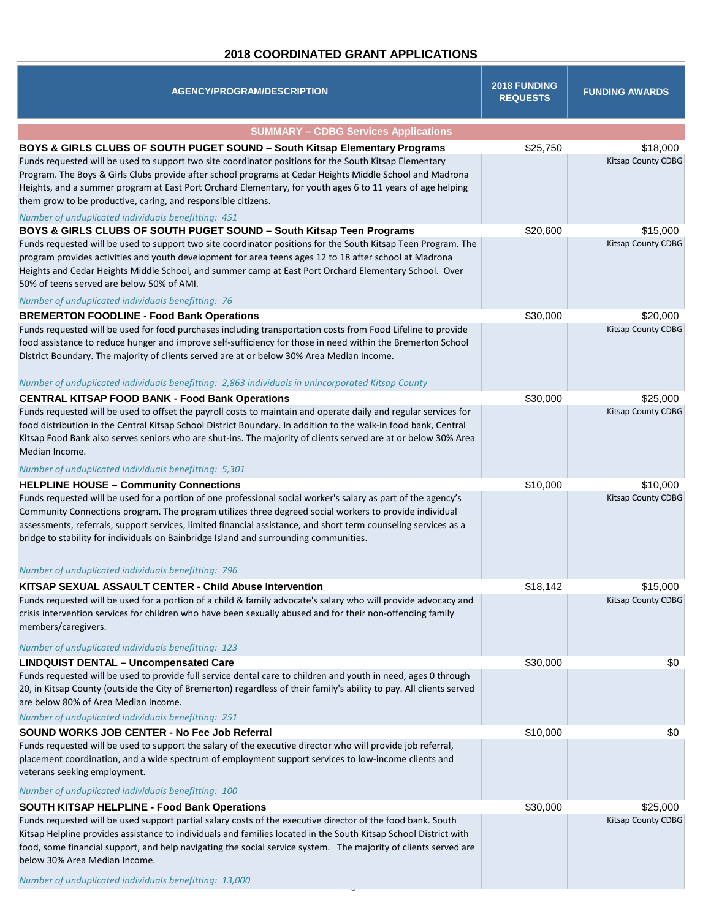## 2018 COORDINATED GRANT APPLICATIONS

| AGENCY/PROGRAM/DESCRIPTION | 2018 FUNDING REQUESTS | FUNDING AWARDS |
|---|---|---|
| **SUMMARY – CDBG Services Applications** | | |
| **BOYS & GIRLS CLUBS OF SOUTH PUGET SOUND – South Kitsap Elementary Programs**<br>Funds requested will be used to support two site coordinator positions for the South Kitsap Elementary Program. The Boys & Girls Clubs provide after school programs at Cedar Heights Middle School and Madrona Heights, and a summer program at East Port Orchard Elementary, for youth ages 6 to 11 years of age helping them grow to be productive, caring, and responsible citizens.<br>*Number of unduplicated individuals benefitting: 451* | $25,750 | $18,000<br>Kitsap County CDBG |
| **BOYS & GIRLS CLUBS OF SOUTH PUGET SOUND – South Kitsap Teen Programs**<br>Funds requested will be used to support two site coordinator positions for the South Kitsap Teen Program. The program provides activities and youth development for area teens ages 12 to 18 after school at Madrona Heights and Cedar Heights Middle School, and summer camp at East Port Orchard Elementary School. Over 50% of teens served are below 50% of AMI.<br>*Number of unduplicated individuals benefitting: 76* | $20,600 | $15,000<br>Kitsap County CDBG |
| **BREMERTON FOODLINE - Food Bank Operations**<br>Funds requested will be used for food purchases including transportation costs from Food Lifeline to provide food assistance to reduce hunger and improve self-sufficiency for those in need within the Bremerton School District Boundary. The majority of clients served are at or below 30% Area Median Income.<br>*Number of unduplicated individuals benefitting: 2,863 individuals in unincorporated Kitsap County* | $30,000 | $20,000<br>Kitsap County CDBG |
| **CENTRAL KITSAP FOOD BANK - Food Bank Operations**<br>Funds requested will be used to offset the payroll costs to maintain and operate daily and regular services for food distribution in the Central Kitsap School District Boundary. In addition to the walk-in food bank, Central Kitsap Food Bank also serves seniors who are shut-ins. The majority of clients served are at or below 30% Area Median Income.<br>*Number of unduplicated individuals benefitting: 5,301* | $30,000 | $25,000<br>Kitsap County CDBG |
| **HELPLINE HOUSE – Community Connections**<br>Funds requested will be used for a portion of one professional social worker's salary as part of the agency's Community Connections program. The program utilizes three degreed social workers to provide individual assessments, referrals, support services, limited financial assistance, and short term counseling services as a bridge to stability for individuals on Bainbridge Island and surrounding communities.<br>*Number of unduplicated individuals benefitting: 796* | $10,000 | $10,000<br>Kitsap County CDBG |
| **KITSAP SEXUAL ASSAULT CENTER - Child Abuse Intervention**<br>Funds requested will be used for a portion of a child & family advocate's salary who will provide advocacy and crisis intervention services for children who have been sexually abused and for their non-offending family members/caregivers.<br>*Number of unduplicated individuals benefitting: 123* | $18,142 | $15,000<br>Kitsap County CDBG |
| **LINDQUIST DENTAL – Uncompensated Care**<br>Funds requested will be used to provide full service dental care to children and youth in need, ages 0 through 20, in Kitsap County (outside the City of Bremerton) regardless of their family's ability to pay. All clients served are below 80% of Area Median Income.<br>*Number of unduplicated individuals benefitting: 251* | $30,000 | $0 |
| **SOUND WORKS JOB CENTER - No Fee Job Referral**<br>Funds requested will be used to support the salary of the executive director who will provide job referral, placement coordination, and a wide spectrum of employment support services to low-income clients and veterans seeking employment.<br>*Number of unduplicated individuals benefitting: 100* | $10,000 | $0 |
| **SOUTH KITSAP HELPLINE - Food Bank Operations**<br>Funds requested will be used support partial salary costs of the executive director of the food bank. South Kitsap Helpline provides assistance to individuals and families located in the South Kitsap School District with food, some financial support, and help navigating the social service system. The majority of clients served are below 30% Area Median Income.<br>*Number of unduplicated individuals benefitting: 13,000* | $30,000 | $25,000<br>Kitsap County CDBG |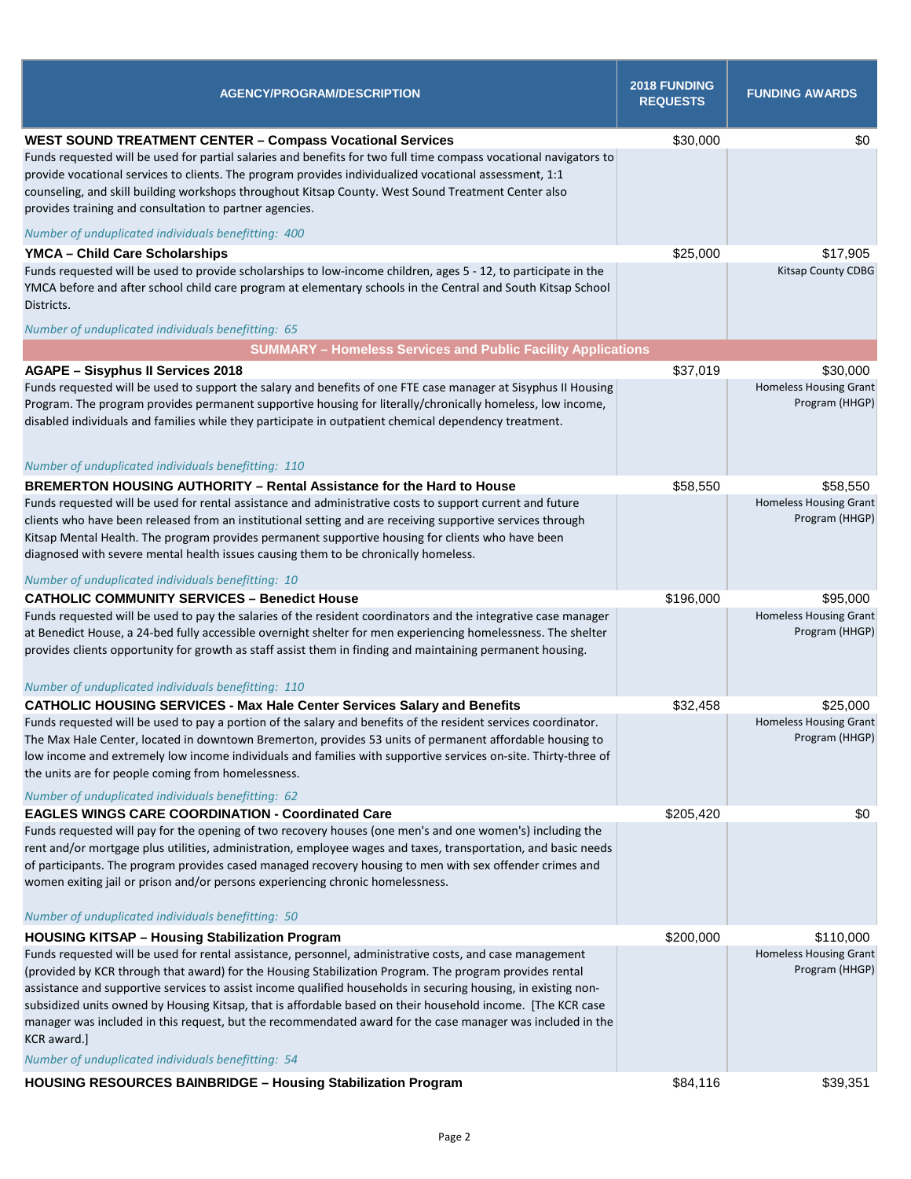| AGENCY/PROGRAM/DESCRIPTION | 2018 FUNDING REQUESTS | FUNDING AWARDS |
|---|---|---|
| **WEST SOUND TREATMENT CENTER – Compass Vocational Services**<br>Funds requested will be used for partial salaries and benefits for two full time compass vocational navigators to provide vocational services to clients. The program provides individualized vocational assessment, 1:1 counseling, and skill building workshops throughout Kitsap County. West Sound Treatment Center also provides training and consultation to partner agencies.<br>*Number of unduplicated individuals benefitting: 400* | $30,000 | $0 |
| **YMCA – Child Care Scholarships**<br>Funds requested will be used to provide scholarships to low-income children, ages 5 - 12, to participate in the YMCA before and after school child care program at elementary schools in the Central and South Kitsap School Districts.<br>*Number of unduplicated individuals benefitting: 65* | $25,000 | $17,905<br>Kitsap County CDBG |
| **SUMMARY – Homeless Services and Public Facility Applications** | | |
| **AGAPE – Sisyphus II Services 2018**<br>Funds requested will be used to support the salary and benefits of one FTE case manager at Sisyphus II Housing Program. The program provides permanent supportive housing for literally/chronically homeless, low income, disabled individuals and families while they participate in outpatient chemical dependency treatment.<br>*Number of unduplicated individuals benefitting: 110* | $37,019 | $30,000<br>Homeless Housing Grant Program (HHGP) |
| **BREMERTON HOUSING AUTHORITY – Rental Assistance for the Hard to House**<br>Funds requested will be used for rental assistance and administrative costs to support current and future clients who have been released from an institutional setting and are receiving supportive services through Kitsap Mental Health. The program provides permanent supportive housing for clients who have been diagnosed with severe mental health issues causing them to be chronically homeless.<br>*Number of unduplicated individuals benefitting: 10* | $58,550 | $58,550<br>Homeless Housing Grant Program (HHGP) |
| **CATHOLIC COMMUNITY SERVICES – Benedict House**<br>Funds requested will be used to pay the salaries of the resident coordinators and the integrative case manager at Benedict House, a 24-bed fully accessible overnight shelter for men experiencing homelessness. The shelter provides clients opportunity for growth as staff assist them in finding and maintaining permanent housing.<br>*Number of unduplicated individuals benefitting: 110* | $196,000 | $95,000<br>Homeless Housing Grant Program (HHGP) |
| **CATHOLIC HOUSING SERVICES - Max Hale Center Services Salary and Benefits**<br>Funds requested will be used to pay a portion of the salary and benefits of the resident services coordinator. The Max Hale Center, located in downtown Bremerton, provides 53 units of permanent affordable housing to low income and extremely low income individuals and families with supportive services on-site. Thirty-three of the units are for people coming from homelessness.<br>*Number of unduplicated individuals benefitting: 62* | $32,458 | $25,000<br>Homeless Housing Grant Program (HHGP) |
| **EAGLES WINGS CARE COORDINATION - Coordinated Care**<br>Funds requested will pay for the opening of two recovery houses (one men's and one women's) including the rent and/or mortgage plus utilities, administration, employee wages and taxes, transportation, and basic needs of participants. The program provides cased managed recovery housing to men with sex offender crimes and women exiting jail or prison and/or persons experiencing chronic homelessness.<br>*Number of unduplicated individuals benefitting: 50* | $205,420 | $0 |
| **HOUSING KITSAP – Housing Stabilization Program**<br>Funds requested will be used for rental assistance, personnel, administrative costs, and case management (provided by KCR through that award) for the Housing Stabilization Program. The program provides rental assistance and supportive services to assist income qualified households in securing housing, in existing non-subsidized units owned by Housing Kitsap, that is affordable based on their household income. [The KCR case manager was included in this request, but the recommendated award for the case manager was included in the KCR award.]<br>*Number of unduplicated individuals benefitting: 54* | $200,000 | $110,000<br>Homeless Housing Grant Program (HHGP) |
| **HOUSING RESOURCES BAINBRIDGE – Housing Stabilization Program** | $84,116 | $39,351 |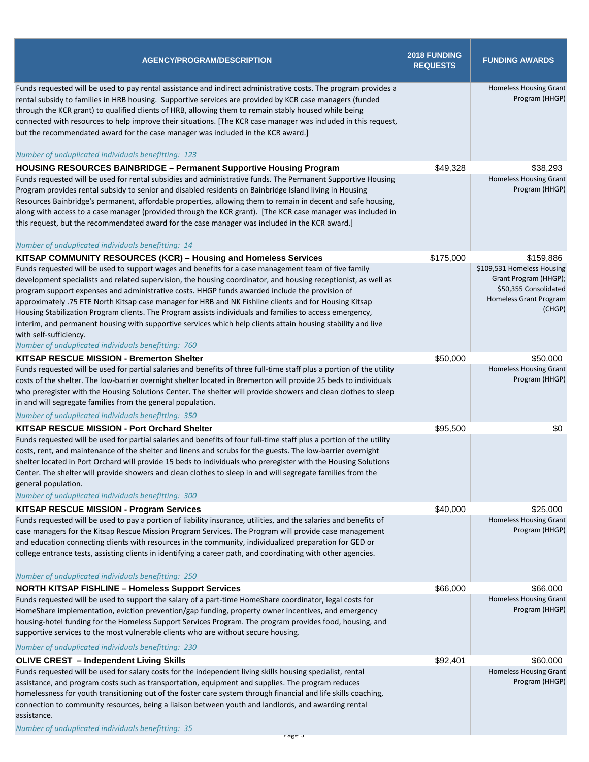| AGENCY/PROGRAM/DESCRIPTION | 2018 FUNDING REQUESTS | FUNDING AWARDS |
|---|---|---|
| Funds requested will be used to pay rental assistance and indirect administrative costs. The program provides a rental subsidy to families in HRB housing. Supportive services are provided by KCR case managers (funded through the KCR grant) to qualified clients of HRB, allowing them to remain stably housed while being connected with resources to help improve their situations. [The KCR case manager was included in this request, but the recommended award for the case manager was included in the KCR award.]<br><br>*Number of unduplicated individuals benefitting: 123* | | Homeless Housing Grant Program (HHGP) |
| **HOUSING RESOURCES BAINBRIDGE – Permanent Supportive Housing Program** | $49,328 | $38,293 |
| Funds requested will be used for rental subsidies and administrative funds. The Permanent Supportive Housing Program provides rental subsidy to senior and disabled residents on Bainbridge Island living in Housing Resources Bainbridge's permanent, affordable properties, allowing them to remain in decent and safe housing, along with access to a case manager (provided through the KCR grant). [The KCR case manager was included in this request, but the recommended award for the case manager was included in the KCR award.]<br><br>*Number of unduplicated individuals benefitting: 14* | | Homeless Housing Grant Program (HHGP) |
| **KITSAP COMMUNITY RESOURCES (KCR) – Housing and Homeless Services** | $175,000 | $159,886 |
| Funds requested will be used to support wages and benefits for a case management team of five family development specialists and related supervision, the housing coordinator, and housing receptionist, as well as program support expenses and administrative costs. HHGP funds awarded include the provision of approximately .75 FTE North Kitsap case manager for HRB and NK Fishline clients and for Housing Kitsap Housing Stabilization Program clients. The Program assists individuals and families to access emergency, interim, and permanent housing with supportive services which help clients attain housing stability and live with self-sufficiency.<br>*Number of unduplicated individuals benefitting: 760* | | $109,531 Homeless Housing Grant Program (HHGP); $50,355 Consolidated Homeless Grant Program (CHGP) |
| **KITSAP RESCUE MISSION - Bremerton Shelter** | $50,000 | $50,000 |
| Funds requested will be used for partial salaries and benefits of three full-time staff plus a portion of the utility costs of the shelter. The low-barrier overnight shelter located in Bremerton will provide 25 beds to individuals who preregister with the Housing Solutions Center. The shelter will provide showers and clean clothes to sleep in and will segregate families from the general population.<br>*Number of unduplicated individuals benefitting: 350* | | Homeless Housing Grant Program (HHGP) |
| **KITSAP RESCUE MISSION - Port Orchard Shelter** | $95,500 | $0 |
| Funds requested will be used for partial salaries and benefits of four full-time staff plus a portion of the utility costs, rent, and maintenance of the shelter and linens and scrubs for the guests. The low-barrier overnight shelter located in Port Orchard will provide 15 beds to individuals who preregister with the Housing Solutions Center. The shelter will provide showers and clean clothes to sleep in and will segregate families from the general population.<br>*Number of unduplicated individuals benefitting: 300* | | |
| **KITSAP RESCUE MISSION - Program Services** | $40,000 | $25,000 |
| Funds requested will be used to pay a portion of liability insurance, utilities, and the salaries and benefits of case managers for the Kitsap Rescue Mission Program Services. The Program will provide case management and education connecting clients with resources in the community, individualized preparation for GED or college entrance tests, assisting clients in identifying a career path, and coordinating with other agencies.<br><br>*Number of unduplicated individuals benefitting: 250* | | Homeless Housing Grant Program (HHGP) |
| **NORTH KITSAP FISHLINE – Homeless Support Services** | $66,000 | $66,000 |
| Funds requested will be used to support the salary of a part-time HomeShare coordinator, legal costs for HomeShare implementation, eviction prevention/gap funding, property owner incentives, and emergency housing-hotel funding for the Homeless Support Services Program. The program provides food, housing, and supportive services to the most vulnerable clients who are without secure housing.<br>*Number of unduplicated individuals benefitting: 230* | | Homeless Housing Grant Program (HHGP) |
| **OLIVE CREST – Independent Living Skills** | $92,401 | $60,000 |
| Funds requested will be used for salary costs for the independent living skills housing specialist, rental assistance, and program costs such as transportation, equipment and supplies. The program reduces homelessness for youth transitioning out of the foster care system through financial and life skills coaching, connection to community resources, being a liaison between youth and landlords, and awarding rental assistance.<br>*Number of unduplicated individuals benefitting: 35* | | Homeless Housing Grant Program (HHGP) |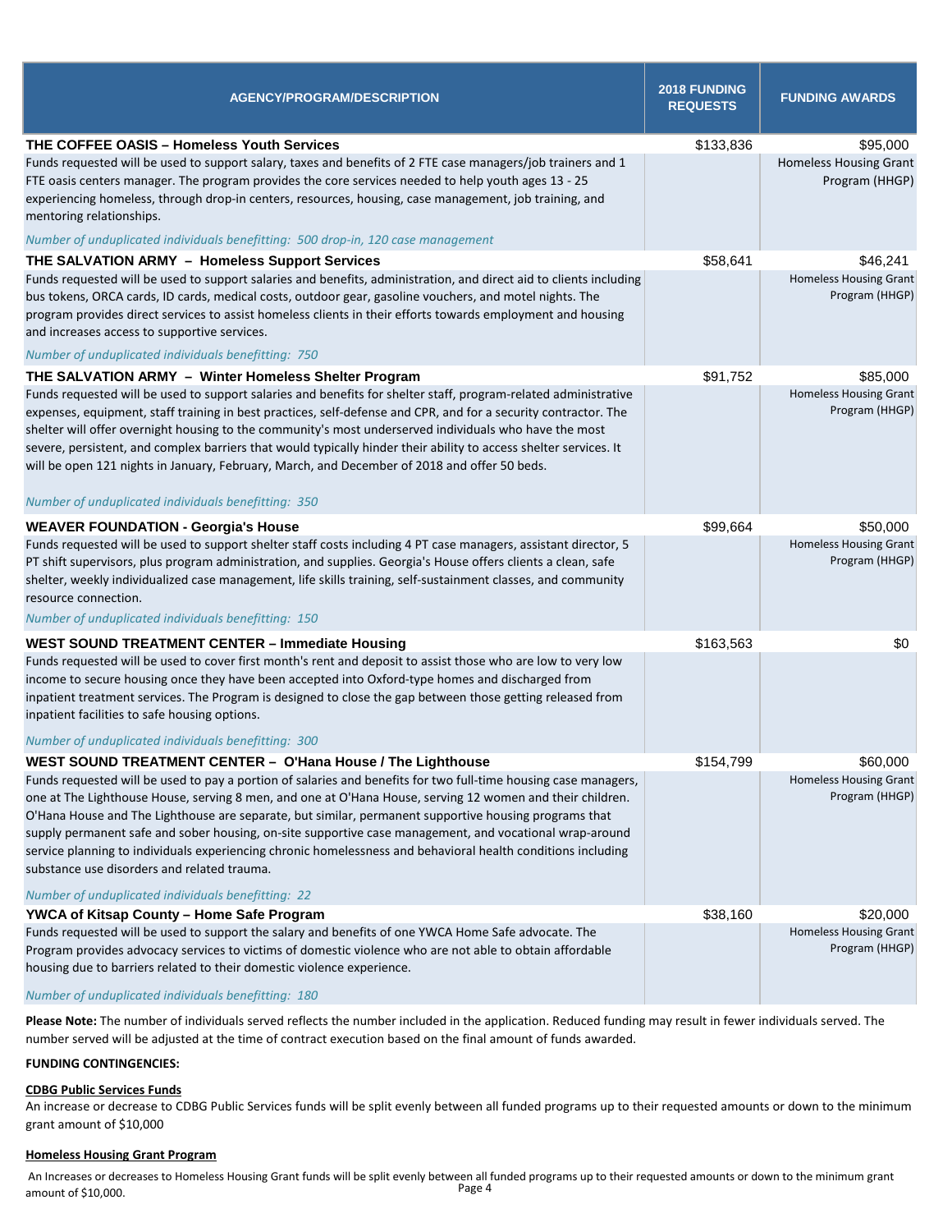| AGENCY/PROGRAM/DESCRIPTION | 2018 FUNDING REQUESTS | FUNDING AWARDS |
|---|---|---|
| **THE COFFEE OASIS – Homeless Youth Services**<br>Funds requested will be used to support salary, taxes and benefits of 2 FTE case managers/job trainers and 1 FTE oasis centers manager. The program provides the core services needed to help youth ages 13 - 25 experiencing homeless, through drop-in centers, resources, housing, case management, job training, and mentoring relationships.<br>*Number of unduplicated individuals benefitting: 500 drop-in, 120 case management* | $133,836 | $95,000<br>Homeless Housing Grant Program (HHGP) |
| **THE SALVATION ARMY – Homeless Support Services**<br>Funds requested will be used to support salaries and benefits, administration, and direct aid to clients including bus tokens, ORCA cards, ID cards, medical costs, outdoor gear, gasoline vouchers, and motel nights. The program provides direct services to assist homeless clients in their efforts towards employment and housing and increases access to supportive services.<br>*Number of unduplicated individuals benefitting: 750* | $58,641 | $46,241<br>Homeless Housing Grant Program (HHGP) |
| **THE SALVATION ARMY – Winter Homeless Shelter Program**<br>Funds requested will be used to support salaries and benefits for shelter staff, program-related administrative expenses, equipment, staff training in best practices, self-defense and CPR, and for a security contractor. The shelter will offer overnight housing to the community's most underserved individuals who have the most severe, persistent, and complex barriers that would typically hinder their ability to access shelter services. It will be open 121 nights in January, February, March, and December of 2018 and offer 50 beds.<br>*Number of unduplicated individuals benefitting: 350* | $91,752 | $85,000<br>Homeless Housing Grant Program (HHGP) |
| **WEAVER FOUNDATION - Georgia's House**<br>Funds requested will be used to support shelter staff costs including 4 PT case managers, assistant director, 5 PT shift supervisors, plus program administration, and supplies. Georgia's House offers clients a clean, safe shelter, weekly individualized case management, life skills training, self-sustainment classes, and community resource connection.<br>*Number of unduplicated individuals benefitting: 150* | $99,664 | $50,000<br>Homeless Housing Grant Program (HHGP) |
| **WEST SOUND TREATMENT CENTER – Immediate Housing**<br>Funds requested will be used to cover first month's rent and deposit to assist those who are low to very low income to secure housing once they have been accepted into Oxford-type homes and discharged from inpatient treatment services. The Program is designed to close the gap between those getting released from inpatient facilities to safe housing options.<br>*Number of unduplicated individuals benefitting: 300* | $163,563 | $0 |
| **WEST SOUND TREATMENT CENTER – O'Hana House / The Lighthouse**<br>Funds requested will be used to pay a portion of salaries and benefits for two full-time housing case managers, one at The Lighthouse House, serving 8 men, and one at O'Hana House, serving 12 women and their children. O'Hana House and The Lighthouse are separate, but similar, permanent supportive housing programs that supply permanent safe and sober housing, on-site supportive case management, and vocational wrap-around service planning to individuals experiencing chronic homelessness and behavioral health conditions including substance use disorders and related trauma.<br>*Number of unduplicated individuals benefitting: 22* | $154,799 | $60,000<br>Homeless Housing Grant Program (HHGP) |
| **YWCA of Kitsap County – Home Safe Program**<br>Funds requested will be used to support the salary and benefits of one YWCA Home Safe advocate. The Program provides advocacy services to victims of domestic violence who are not able to obtain affordable housing due to barriers related to their domestic violence experience.<br>*Number of unduplicated individuals benefitting: 180* | $38,160 | $20,000<br>Homeless Housing Grant Program (HHGP) |

**Please Note:** The number of individuals served reflects the number included in the application. Reduced funding may result in fewer individuals served. The number served will be adjusted at the time of contract execution based on the final amount of funds awarded.

**FUNDING CONTINGENCIES:**

**CDBG Public Services Funds**

An increase or decrease to CDBG Public Services funds will be split evenly between all funded programs up to their requested amounts or down to the minimum grant amount of $10,000

**Homeless Housing Grant Program**

An Increases or decreases to Homeless Housing Grant funds will be split evenly between all funded programs up to their requested amounts or down to the minimum grant amount of $10,000.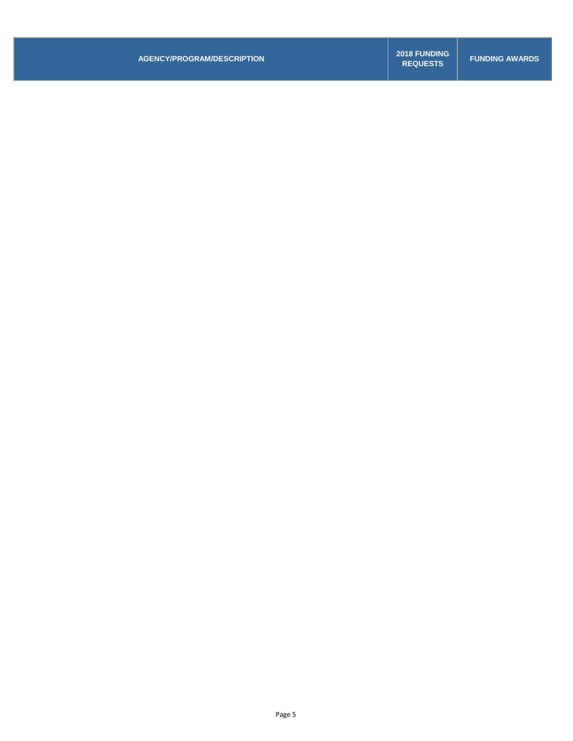| AGENCY/PROGRAM/DESCRIPTION | 2018 FUNDING REQUESTS | FUNDING AWARDS |
| --- | --- | --- |